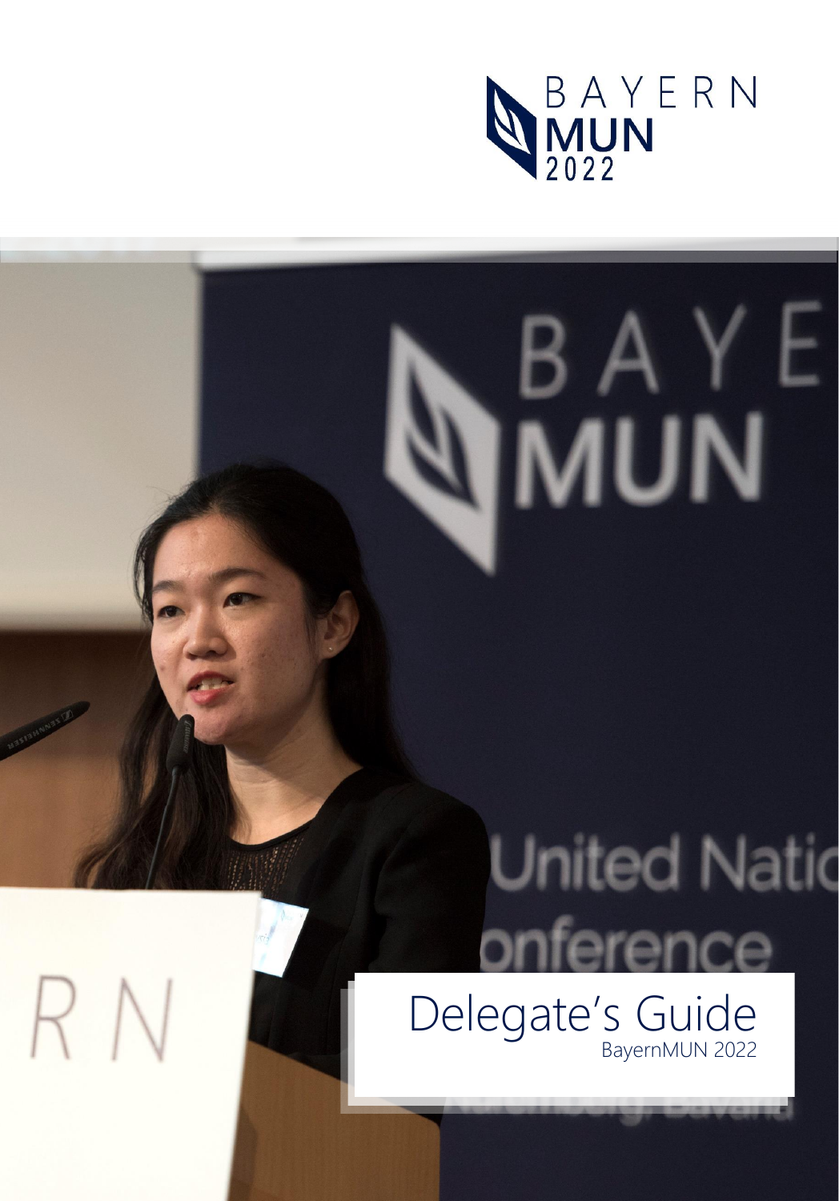BAYERN MUN 2022

# Delegate's Guide

BayernMUN 2022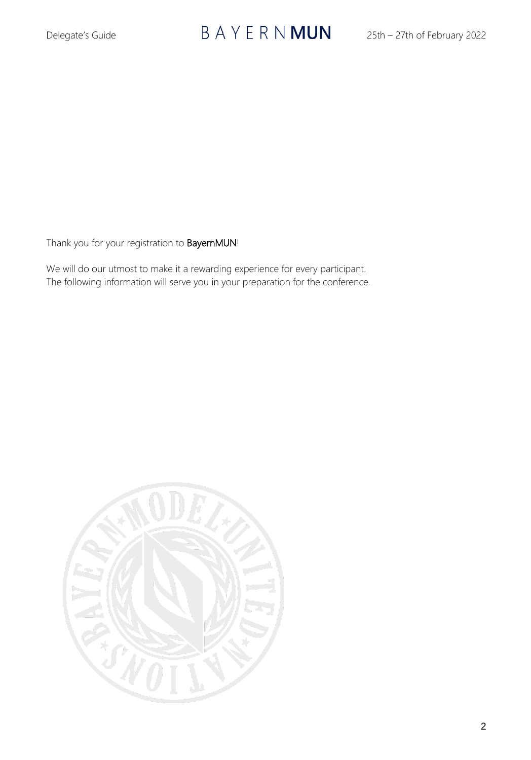Thank you for your registration to **BayernMUN**!

We will do our utmost to make it a rewarding experience for every participant.
The following information will serve you in your preparation for the conference.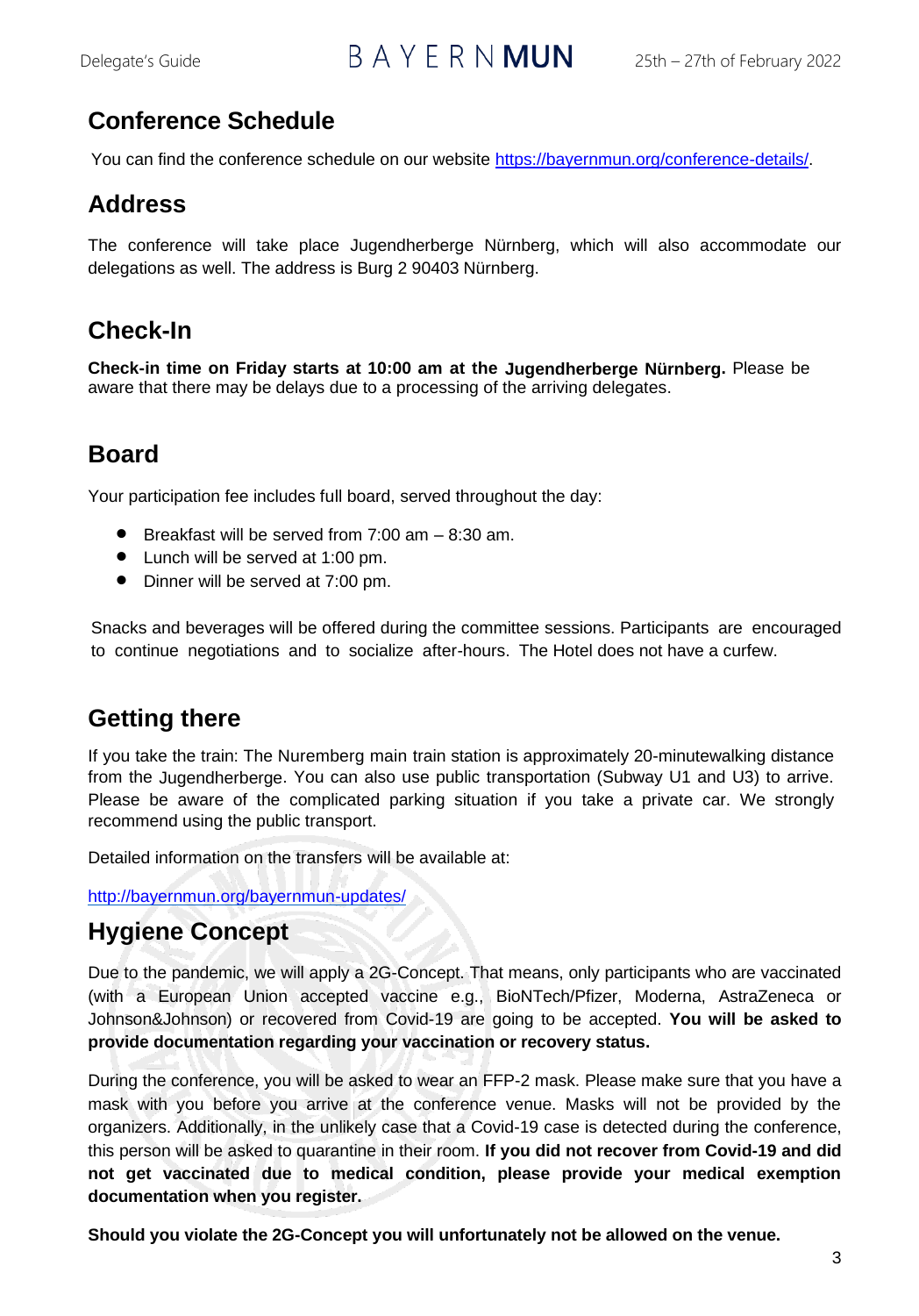## Conference Schedule

You can find the conference schedule on our website https://bayernmun.org/conference-details/.

## Address

The conference will take place Jugendherberge Nürnberg, which will also accommodate our delegations as well. The address is Burg 2 90403 Nürnberg.

## Check-In

**Check-in time on Friday starts at 10:00 am at the Jugendherberge Nürnberg.** Please be aware that there may be delays due to a processing of the arriving delegates.

## Board

Your participation fee includes full board, served throughout the day:

- Breakfast will be served from 7:00 am – 8:30 am.
- Lunch will be served at 1:00 pm.
- Dinner will be served at 7:00 pm.

Snacks and beverages will be offered during the committee sessions. Participants are encouraged to continue negotiations and to socialize after-hours. The Hotel does not have a curfew.

## Getting there

If you take the train: The Nuremberg main train station is approximately 20-minutewalking distance from the Jugendherberge. You can also use public transportation (Subway U1 and U3) to arrive. Please be aware of the complicated parking situation if you take a private car. We strongly recommend using the public transport.

Detailed information on the transfers will be available at:

http://bayernmun.org/bayernmun-updates/

## Hygiene Concept

Due to the pandemic, we will apply a 2G-Concept. That means, only participants who are vaccinated (with a European Union accepted vaccine e.g., BioNTech/Pfizer, Moderna, AstraZeneca or Johnson&Johnson) or recovered from Covid-19 are going to be accepted. **You will be asked to provide documentation regarding your vaccination or recovery status.**

During the conference, you will be asked to wear an FFP-2 mask. Please make sure that you have a mask with you before you arrive at the conference venue. Masks will not be provided by the organizers. Additionally, in the unlikely case that a Covid-19 case is detected during the conference, this person will be asked to quarantine in their room. **If you did not recover from Covid-19 and did not get vaccinated due to medical condition, please provide your medical exemption documentation when you register.**

**Should you violate the 2G-Concept you will unfortunately not be allowed on the venue.**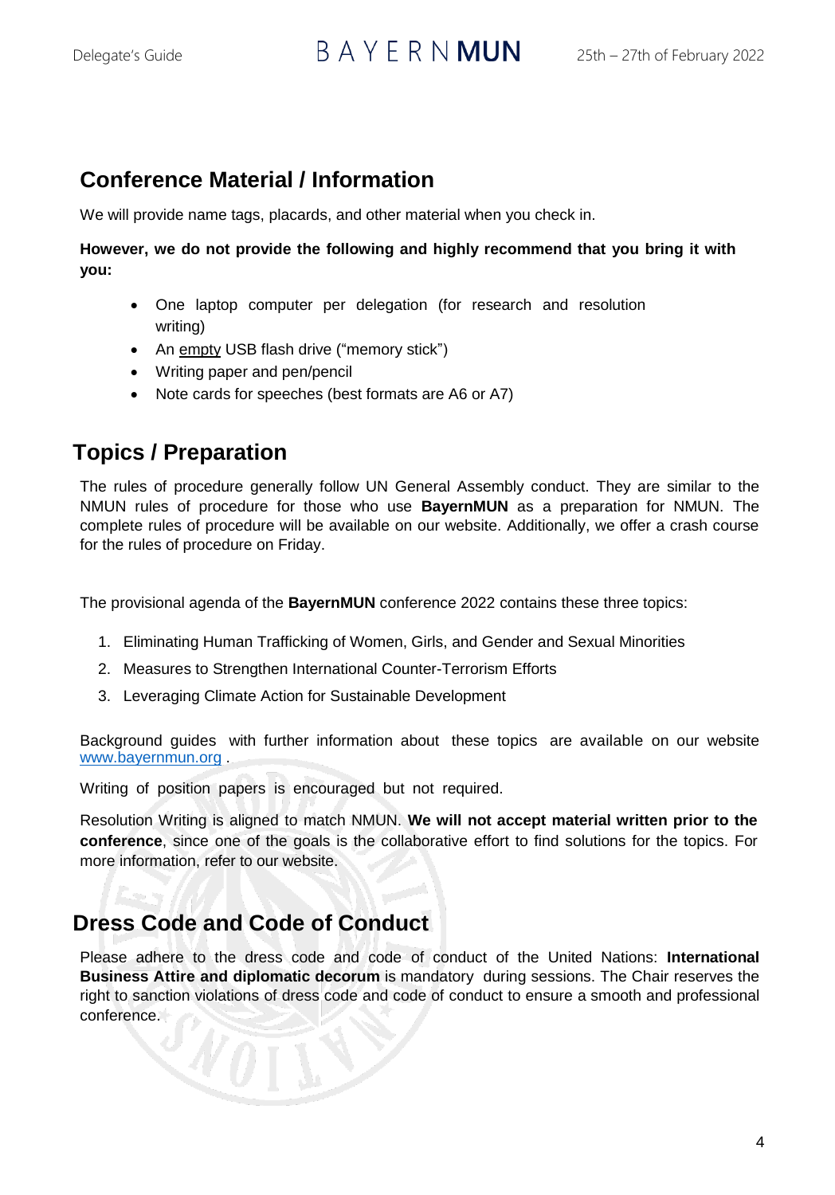## Conference Material / Information

We will provide name tags, placards, and other material when you check in.

**However, we do not provide the following and highly recommend that you bring it with you:**

- One laptop computer per delegation (for research and resolution writing)
- An empty USB flash drive ("memory stick")
- Writing paper and pen/pencil
- Note cards for speeches (best formats are A6 or A7)

## Topics / Preparation

The rules of procedure generally follow UN General Assembly conduct. They are similar to the NMUN rules of procedure for those who use **BayernMUN** as a preparation for NMUN. The complete rules of procedure will be available on our website. Additionally, we offer a crash course for the rules of procedure on Friday.

The provisional agenda of the **BayernMUN** conference 2022 contains these three topics:

1. Eliminating Human Trafficking of Women, Girls, and Gender and Sexual Minorities
2. Measures to Strengthen International Counter-Terrorism Efforts
3. Leveraging Climate Action for Sustainable Development

Background guides with further information about these topics are available on our website www.bayernmun.org .

Writing of position papers is encouraged but not required.

Resolution Writing is aligned to match NMUN. **We will not accept material written prior to the conference**, since one of the goals is the collaborative effort to find solutions for the topics. For more information, refer to our website.

## Dress Code and Code of Conduct

Please adhere to the dress code and code of conduct of the United Nations: **International Business Attire and diplomatic decorum** is mandatory during sessions. The Chair reserves the right to sanction violations of dress code and code of conduct to ensure a smooth and professional conference.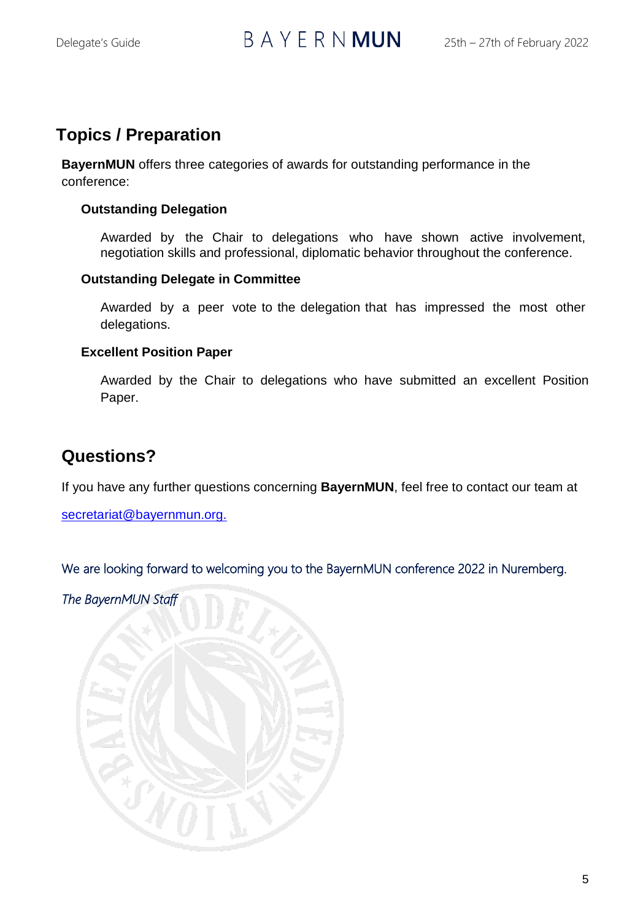## Topics / Preparation

**BayernMUN** offers three categories of awards for outstanding performance in the conference:

### Outstanding Delegation

Awarded by the Chair to delegations who have shown active involvement, negotiation skills and professional, diplomatic behavior throughout the conference.

### Outstanding Delegate in Committee

Awarded by a peer vote to the delegation that has impressed the most other delegations.

### Excellent Position Paper

Awarded by the Chair to delegations who have submitted an excellent Position Paper.

## Questions?

If you have any further questions concerning **BayernMUN**, feel free to contact our team at

secretariat@bayernmun.org.

We are looking forward to welcoming you to the BayernMUN conference 2022 in Nuremberg.

*The BayernMUN Staff*